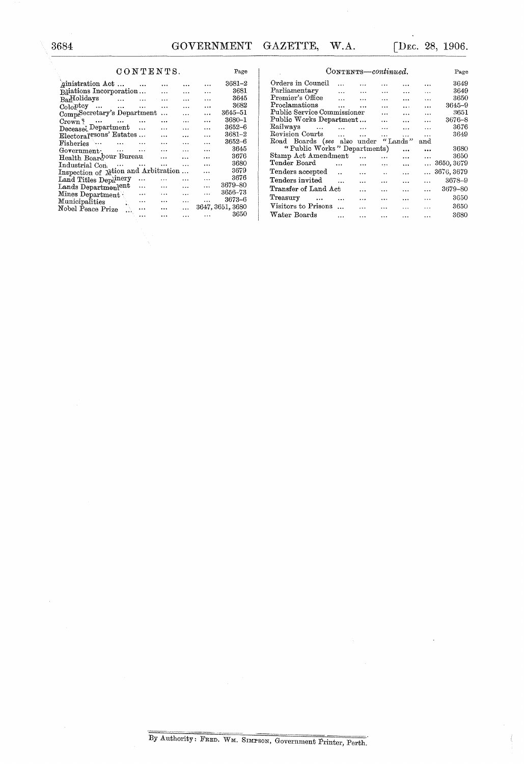## CONTENTS.

| | Page |
|---|---|
| ainistration Act ... | 3681–2 |
| Bsiations Incorporation ... | 3681 |
| BanHolidays | 3645 |
| Coloptcy ... | 3682 |
| CompSecretary's Department ... | 3645–51 |
| Crown ... | 3680–1 |
| Deceased Department ... | 3652–6 |
| Electoralrsons' Estates ... | 3681–2 |
| Fisheries ... | 3652–6 |
| Government ... | 3645 |
| Health Boardbour Bureau ... | 3676 |
| Industrial Con ... | 3680 |
| Inspection of Mtion and Arbitration ... | 3679 |
| Land Titles Depainery ... | 3676 |
| Lands Departmenlent ... | 3679–80 |
| Mines Department ... | 3656–73 |
| Municipalities ... | 3673–6 |
| Nobel Peace Prize ... | 3647, 3651, 3680 |
| ... | 3650 |

### CONTENTS—*continued.*

| | Page |
|---|---|
| Orders in Council ... | 3649 |
| Parliamentary ... | 3649 |
| Premier's Office ... | 3650 |
| Proclamations ... | 3645–9 |
| Public Service Commissioner ... | 3651 |
| Public Works Department ... | 3676–8 |
| Railways ... | 3676 |
| Revision Courts ... | 3649 |
| Road Boards (*see* also under "Lands" and "Public Works" Departments) ... | 3680 |
| Stamp Act Amendment ... | 3650 |
| Tender Board ... | 3650, 3679 |
| Tenders accepted ... | 3676, 3679 |
| Tenders invited ... | 3678–9 |
| Transfer of Land Act ... | 3679–80 |
| Treasury ... | 3650 |
| Visitors to Prisons ... | 3650 |
| Water Boards ... | 3680 |

By Authority: FRED. WM. SIMPSON, Government Printer, Perth.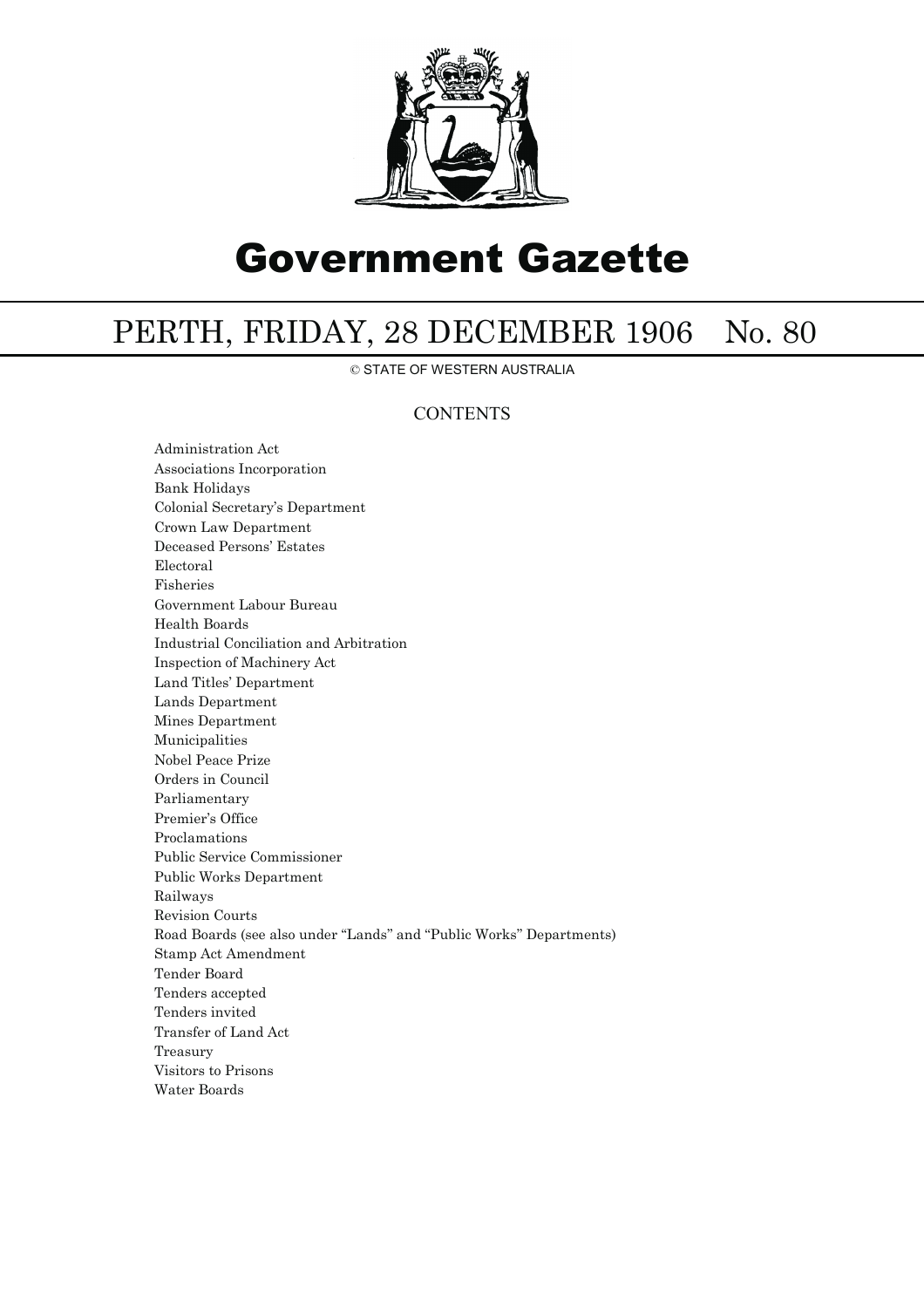# Government Gazette

## PERTH, FRIDAY, 28 DECEMBER 1906 No. 80

© STATE OF WESTERN AUSTRALIA

### CONTENTS

Administration Act
Associations Incorporation
Bank Holidays
Colonial Secretary's Department
Crown Law Department
Deceased Persons' Estates
Electoral
Fisheries
Government Labour Bureau
Health Boards
Industrial Conciliation and Arbitration
Inspection of Machinery Act
Land Titles' Department
Lands Department
Mines Department
Municipalities
Nobel Peace Prize
Orders in Council
Parliamentary
Premier's Office
Proclamations
Public Service Commissioner
Public Works Department
Railways
Revision Courts
Road Boards (see also under "Lands" and "Public Works" Departments)
Stamp Act Amendment
Tender Board
Tenders accepted
Tenders invited
Transfer of Land Act
Treasury
Visitors to Prisons
Water Boards